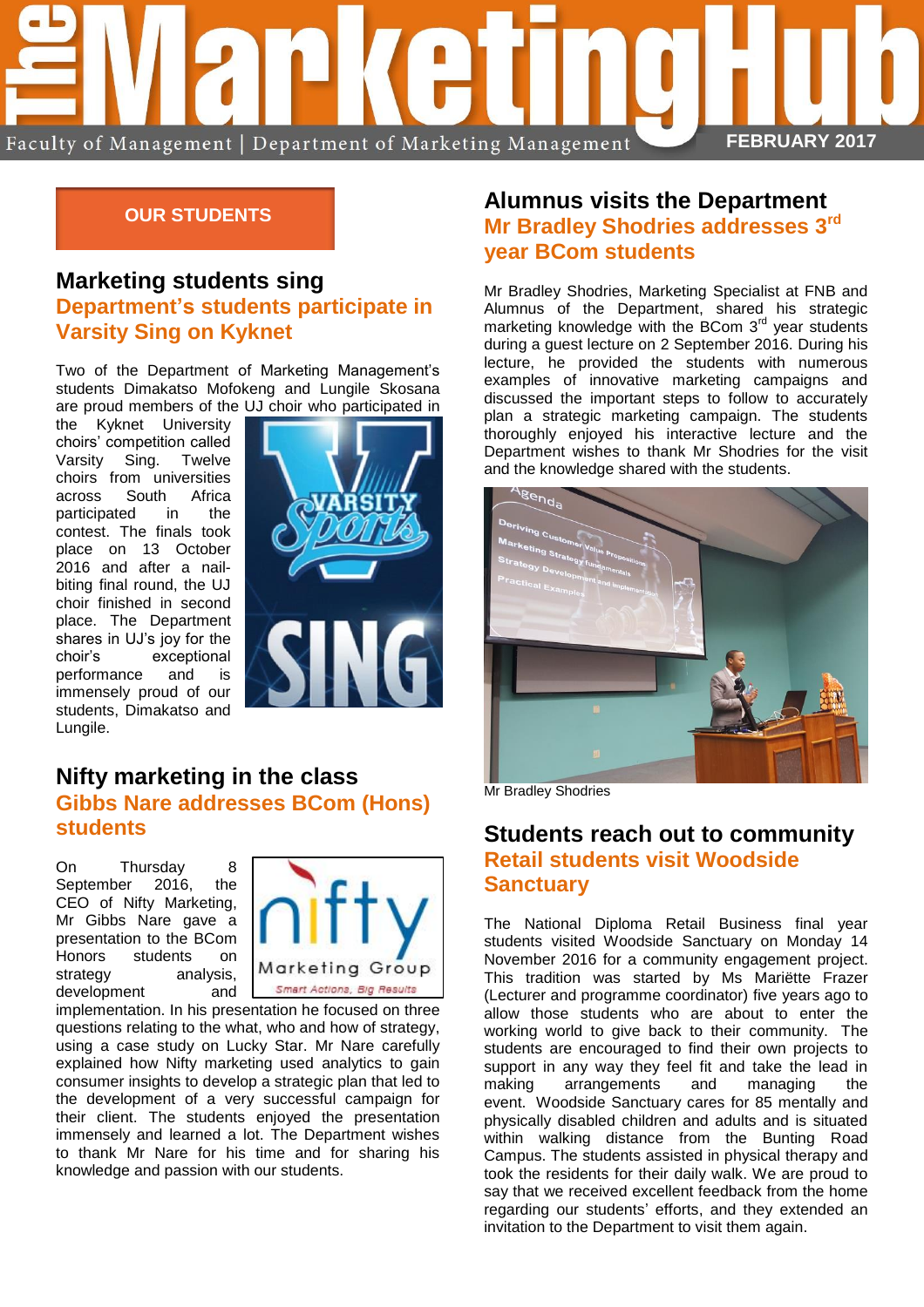# The MarketingHub

Faculty of Management | Department of Marketing Management

FEBRUARY 2017

## OUR STUDENTS

## Marketing students sing

### Department's students participate in Varsity Sing on Kyknet

Two of the Department of Marketing Management's students Dimakatso Mofokeng and Lungile Skosana are proud members of the UJ choir who participated in the Kyknet University choirs' competition called Varsity Sing. Twelve choirs from universities across South Africa participated in the contest. The finals took place on 13 October 2016 and after a nail-biting final round, the UJ choir finished in second place. The Department shares in UJ's joy for the choir's exceptional performance and is immensely proud of our students, Dimakatso and Lungile.

## Nifty marketing in the class

### Gibbs Nare addresses BCom (Hons) students

On Thursday 8 September 2016, the CEO of Nifty Marketing, Mr Gibbs Nare gave a presentation to the BCom Honors students on strategy analysis, development and implementation. In his presentation he focused on three questions relating to the what, who and how of strategy, using a case study on Lucky Star. Mr Nare carefully explained how Nifty marketing used analytics to gain consumer insights to develop a strategic plan that led to the development of a very successful campaign for their client. The students enjoyed the presentation immensely and learned a lot. The Department wishes to thank Mr Nare for his time and for sharing his knowledge and passion with our students.

## Alumnus visits the Department

### Mr Bradley Shodries addresses 3rd year BCom students

Mr Bradley Shodries, Marketing Specialist at FNB and Alumnus of the Department, shared his strategic marketing knowledge with the BCom 3rd year students during a guest lecture on 2 September 2016. During his lecture, he provided the students with numerous examples of innovative marketing campaigns and discussed the important steps to follow to accurately plan a strategic marketing campaign. The students thoroughly enjoyed his interactive lecture and the Department wishes to thank Mr Shodries for the visit and the knowledge shared with the students.

Mr Bradley Shodries

## Students reach out to community

### Retail students visit Woodside Sanctuary

The National Diploma Retail Business final year students visited Woodside Sanctuary on Monday 14 November 2016 for a community engagement project. This tradition was started by Ms Mariëtte Frazer (Lecturer and programme coordinator) five years ago to allow those students who are about to enter the working world to give back to their community. The students are encouraged to find their own projects to support in any way they feel fit and take the lead in making arrangements and managing the event. Woodside Sanctuary cares for 85 mentally and physically disabled children and adults and is situated within walking distance from the Bunting Road Campus. The students assisted in physical therapy and took the residents for their daily walk. We are proud to say that we received excellent feedback from the home regarding our students' efforts, and they extended an invitation to the Department to visit them again.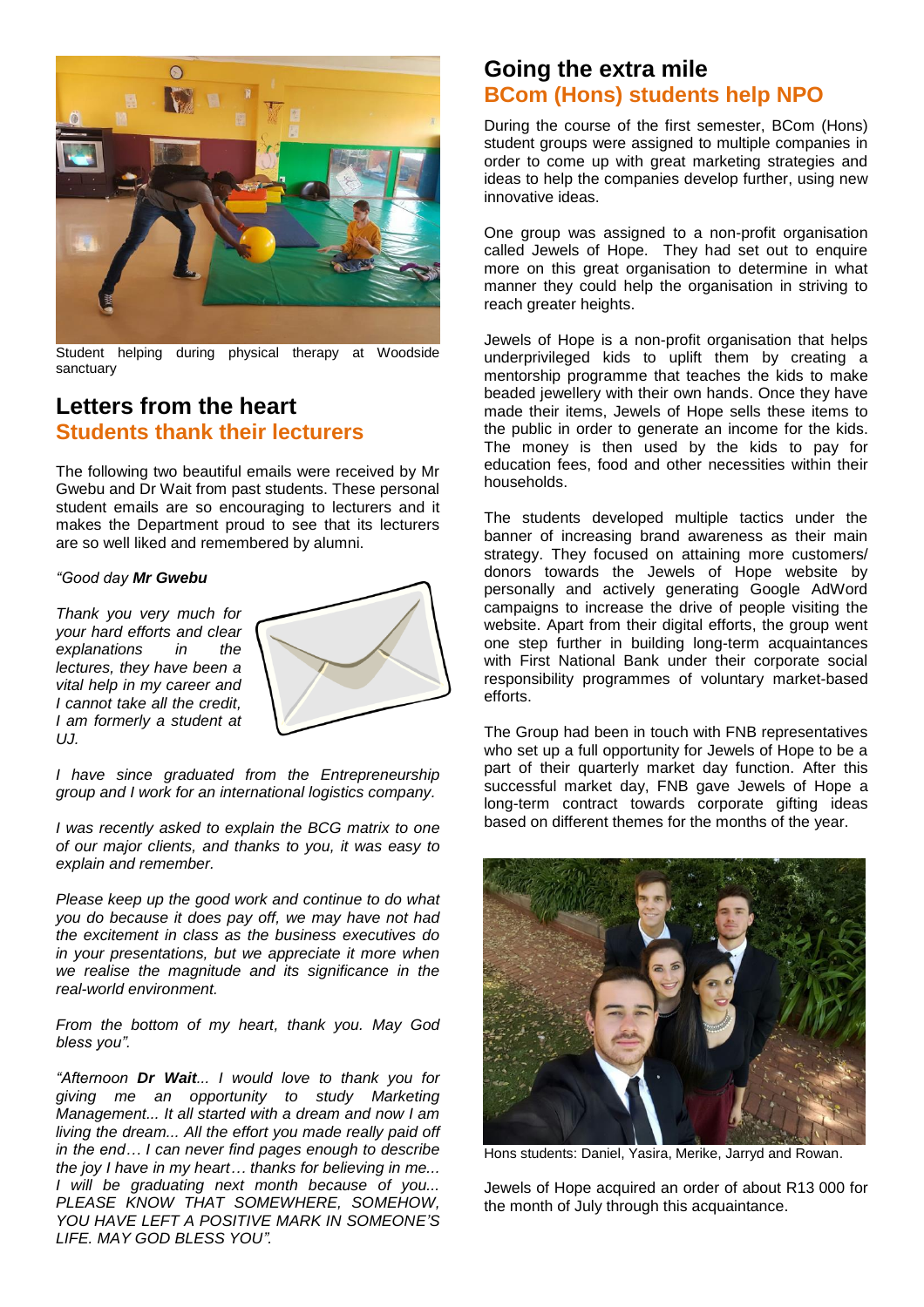Student helping during physical therapy at Woodside sanctuary

## Letters from the heart

### Students thank their lecturers

The following two beautiful emails were received by Mr Gwebu and Dr Wait from past students. These personal student emails are so encouraging to lecturers and it makes the Department proud to see that its lecturers are so well liked and remembered by alumni.

*"Good day **Mr Gwebu***

*Thank you very much for your hard efforts and clear explanations in the lectures, they have been a vital help in my career and I cannot take all the credit, I am formerly a student at UJ.*

*I have since graduated from the Entrepreneurship group and I work for an international logistics company.*

*I was recently asked to explain the BCG matrix to one of our major clients, and thanks to you, it was easy to explain and remember.*

*Please keep up the good work and continue to do what you do because it does pay off, we may have not had the excitement in class as the business executives do in your presentations, but we appreciate it more when we realise the magnitude and its significance in the real-world environment.*

*From the bottom of my heart, thank you. May God bless you".*

*"Afternoon **Dr Wait**... I would love to thank you for giving me an opportunity to study Marketing Management... It all started with a dream and now I am living the dream... All the effort you made really paid off in the end… I can never find pages enough to describe the joy I have in my heart… thanks for believing in me... I will be graduating next month because of you... PLEASE KNOW THAT SOMEWHERE, SOMEHOW, YOU HAVE LEFT A POSITIVE MARK IN SOMEONE'S LIFE. MAY GOD BLESS YOU".*

## Going the extra mile

### BCom (Hons) students help NPO

During the course of the first semester, BCom (Hons) student groups were assigned to multiple companies in order to come up with great marketing strategies and ideas to help the companies develop further, using new innovative ideas.

One group was assigned to a non-profit organisation called Jewels of Hope. They had set out to enquire more on this great organisation to determine in what manner they could help the organisation in striving to reach greater heights.

Jewels of Hope is a non-profit organisation that helps underprivileged kids to uplift them by creating a mentorship programme that teaches the kids to make beaded jewellery with their own hands. Once they have made their items, Jewels of Hope sells these items to the public in order to generate an income for the kids. The money is then used by the kids to pay for education fees, food and other necessities within their households.

The students developed multiple tactics under the banner of increasing brand awareness as their main strategy. They focused on attaining more customers/ donors towards the Jewels of Hope website by personally and actively generating Google AdWord campaigns to increase the drive of people visiting the website. Apart from their digital efforts, the group went one step further in building long-term acquaintances with First National Bank under their corporate social responsibility programmes of voluntary market-based efforts.

The Group had been in touch with FNB representatives who set up a full opportunity for Jewels of Hope to be a part of their quarterly market day function. After this successful market day, FNB gave Jewels of Hope a long-term contract towards corporate gifting ideas based on different themes for the months of the year.

Hons students: Daniel, Yasira, Merike, Jarryd and Rowan.

Jewels of Hope acquired an order of about R13 000 for the month of July through this acquaintance.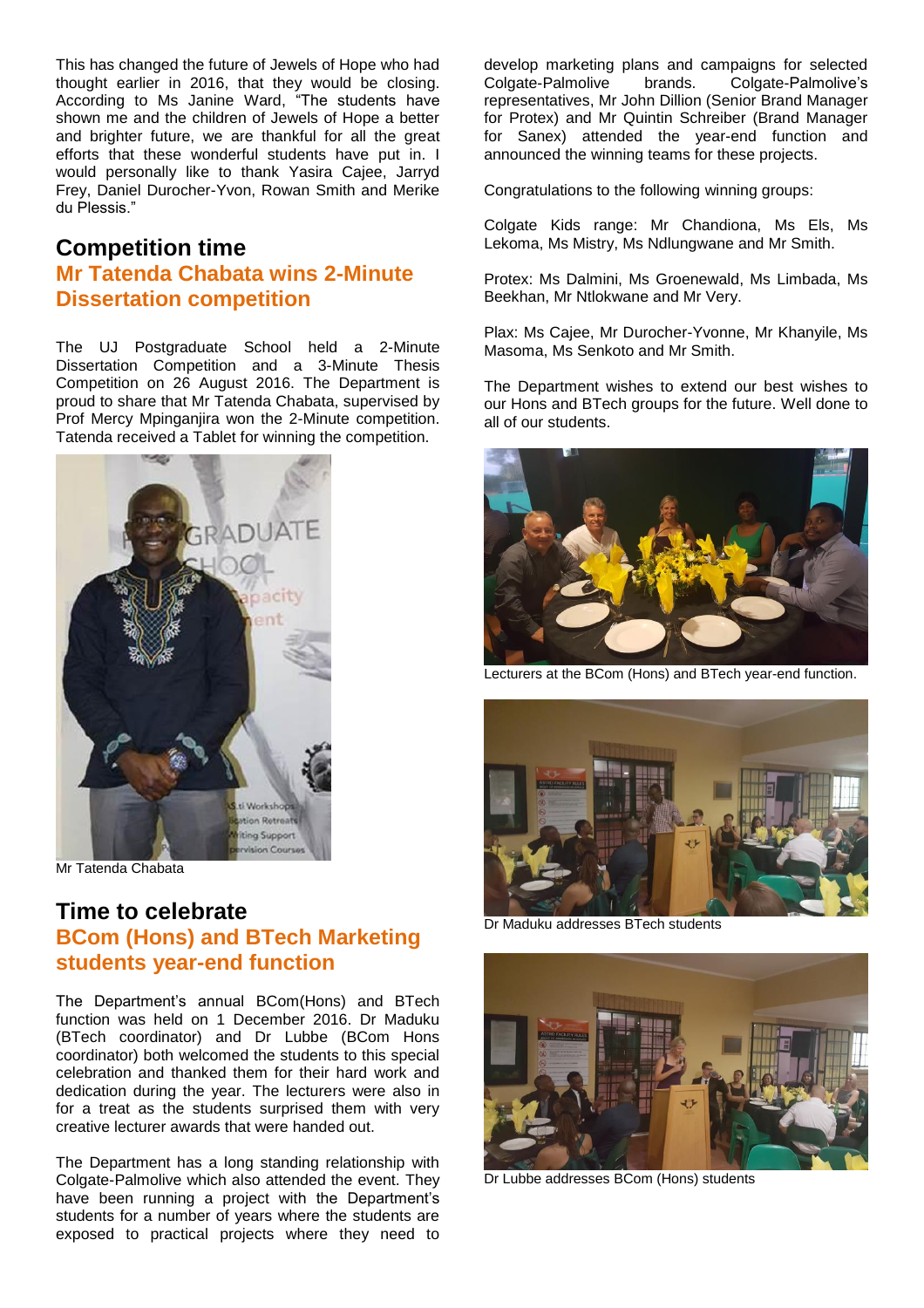This has changed the future of Jewels of Hope who had thought earlier in 2016, that they would be closing. According to Ms Janine Ward, "The students have shown me and the children of Jewels of Hope a better and brighter future, we are thankful for all the great efforts that these wonderful students have put in. I would personally like to thank Yasira Cajee, Jarryd Frey, Daniel Durocher-Yvon, Rowan Smith and Merike du Plessis."

## Competition time

### Mr Tatenda Chabata wins 2-Minute Dissertation competition

The UJ Postgraduate School held a 2-Minute Dissertation Competition and a 3-Minute Thesis Competition on 26 August 2016. The Department is proud to share that Mr Tatenda Chabata, supervised by Prof Mercy Mpinganjira won the 2-Minute competition. Tatenda received a Tablet for winning the competition.

Mr Tatenda Chabata

## Time to celebrate

### BCom (Hons) and BTech Marketing students year-end function

The Department's annual BCom(Hons) and BTech function was held on 1 December 2016. Dr Maduku (BTech coordinator) and Dr Lubbe (BCom Hons coordinator) both welcomed the students to this special celebration and thanked them for their hard work and dedication during the year. The lecturers were also in for a treat as the students surprised them with very creative lecturer awards that were handed out.

The Department has a long standing relationship with Colgate-Palmolive which also attended the event. They have been running a project with the Department's students for a number of years where the students are exposed to practical projects where they need to develop marketing plans and campaigns for selected Colgate-Palmolive brands. Colgate-Palmolive's representatives, Mr John Dillion (Senior Brand Manager for Protex) and Mr Quintin Schreiber (Brand Manager for Sanex) attended the year-end function and announced the winning teams for these projects.

Congratulations to the following winning groups:

Colgate Kids range: Mr Chandiona, Ms Els, Ms Lekoma, Ms Mistry, Ms Ndlungwane and Mr Smith.

Protex: Ms Dalmini, Ms Groenewald, Ms Limbada, Ms Beekhan, Mr Ntlokwane and Mr Very.

Plax: Ms Cajee, Mr Durocher-Yvonne, Mr Khanyile, Ms Masoma, Ms Senkoto and Mr Smith.

The Department wishes to extend our best wishes to our Hons and BTech groups for the future. Well done to all of our students.

Lecturers at the BCom (Hons) and BTech year-end function.

Dr Maduku addresses BTech students

Dr Lubbe addresses BCom (Hons) students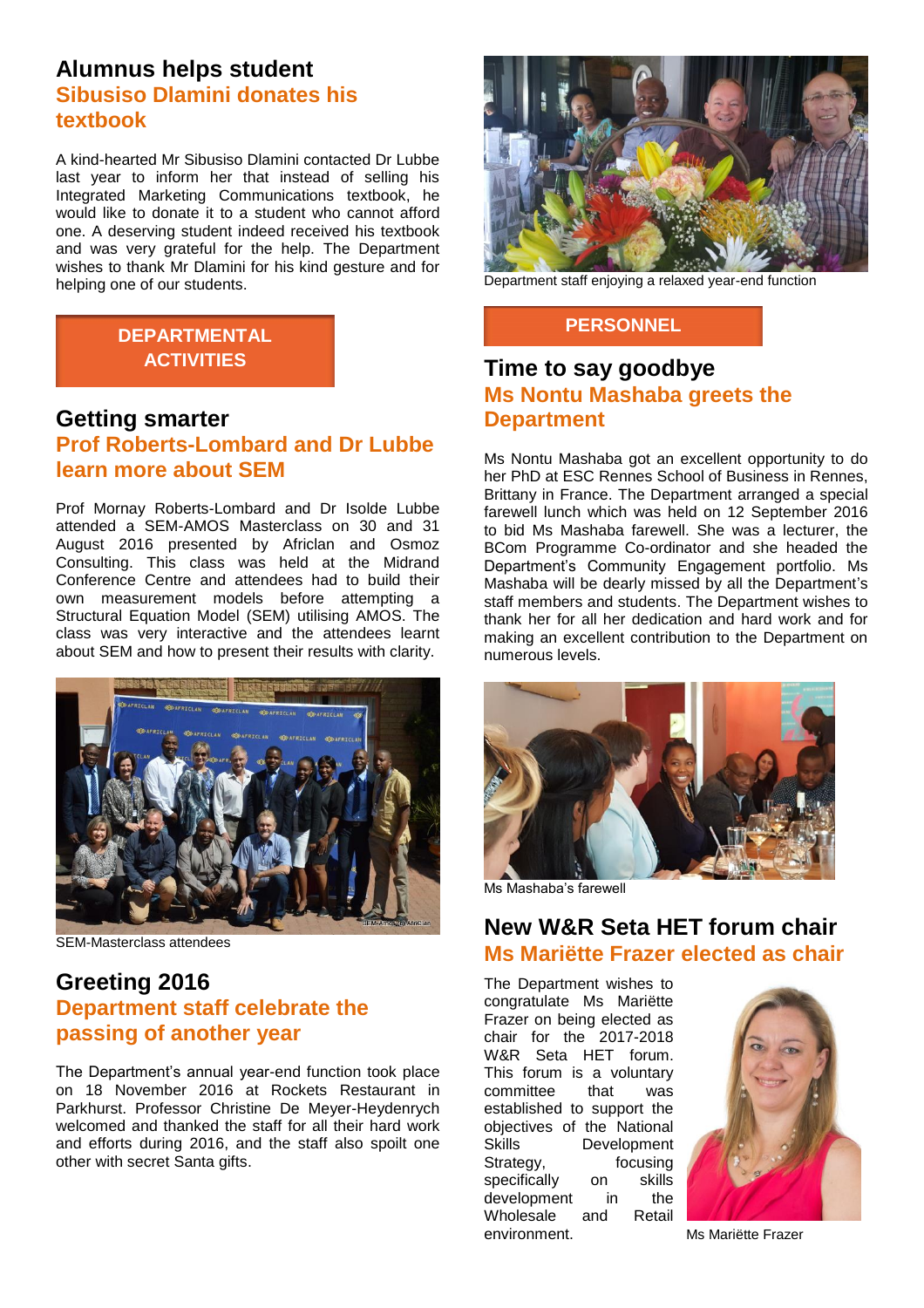## Alumnus helps student

### Sibusiso Dlamini donates his textbook

A kind-hearted Mr Sibusiso Dlamini contacted Dr Lubbe last year to inform her that instead of selling his Integrated Marketing Communications textbook, he would like to donate it to a student who cannot afford one. A deserving student indeed received his textbook and was very grateful for the help. The Department wishes to thank Mr Dlamini for his kind gesture and for helping one of our students.

Department staff enjoying a relaxed year-end function

**DEPARTMENTAL ACTIVITIES**

## Getting smarter

### Prof Roberts-Lombard and Dr Lubbe learn more about SEM

Prof Mornay Roberts-Lombard and Dr Isolde Lubbe attended a SEM-AMOS Masterclass on 30 and 31 August 2016 presented by Africlan and Osmoz Consulting. This class was held at the Midrand Conference Centre and attendees had to build their own measurement models before attempting a Structural Equation Model (SEM) utilising AMOS. The class was very interactive and the attendees learnt about SEM and how to present their results with clarity.

SEM-Masterclass attendees

## Greeting 2016

### Department staff celebrate the passing of another year

The Department's annual year-end function took place on 18 November 2016 at Rockets Restaurant in Parkhurst. Professor Christine De Meyer-Heydenrych welcomed and thanked the staff for all their hard work and efforts during 2016, and the staff also spoilt one other with secret Santa gifts.

**PERSONNEL**

## Time to say goodbye

### Ms Nontu Mashaba greets the Department

Ms Nontu Mashaba got an excellent opportunity to do her PhD at ESC Rennes School of Business in Rennes, Brittany in France. The Department arranged a special farewell lunch which was held on 12 September 2016 to bid Ms Mashaba farewell. She was a lecturer, the BCom Programme Co-ordinator and she headed the Department's Community Engagement portfolio. Ms Mashaba will be dearly missed by all the Department's staff members and students. The Department wishes to thank her for all her dedication and hard work and for making an excellent contribution to the Department on numerous levels.

Ms Mashaba's farewell

## New W&R Seta HET forum chair

### Ms Mariëtte Frazer elected as chair

The Department wishes to congratulate Ms Mariëtte Frazer on being elected as chair for the 2017-2018 W&R Seta HET forum. This forum is a voluntary committee that was established to support the objectives of the National Skills Development Strategy, focusing specifically on skills development in the Wholesale and Retail environment.

Ms Mariëtte Frazer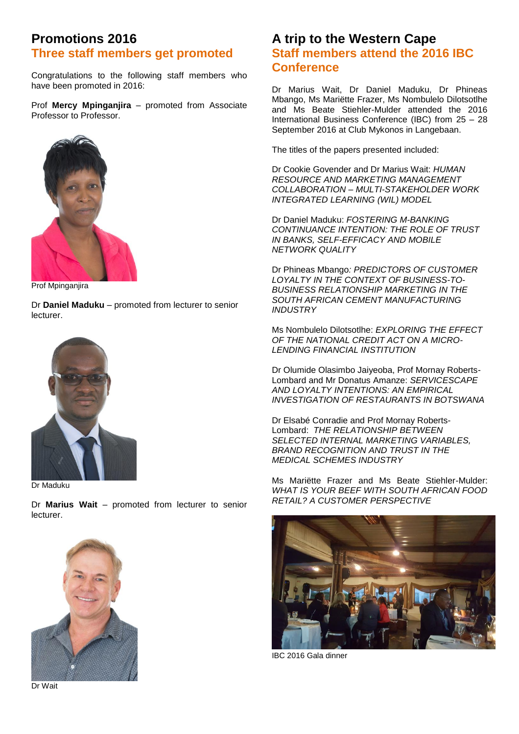## Promotions 2016

### Three staff members get promoted

Congratulations to the following staff members who have been promoted in 2016:

Prof **Mercy Mpinganjira** – promoted from Associate Professor to Professor.

Prof Mpinganjira

Dr **Daniel Maduku** – promoted from lecturer to senior lecturer.

Dr Maduku

Dr **Marius Wait** – promoted from lecturer to senior lecturer.

Dr Wait

## A trip to the Western Cape

### Staff members attend the 2016 IBC Conference

Dr Marius Wait, Dr Daniel Maduku, Dr Phineas Mbango, Ms Mariëtte Frazer, Ms Nombulelo Dilotsotlhe and Ms Beate Stiehler-Mulder attended the 2016 International Business Conference (IBC) from 25 – 28 September 2016 at Club Mykonos in Langebaan.

The titles of the papers presented included:

Dr Cookie Govender and Dr Marius Wait: *HUMAN RESOURCE AND MARKETING MANAGEMENT COLLABORATION – MULTI-STAKEHOLDER WORK INTEGRATED LEARNING (WIL) MODEL*

Dr Daniel Maduku: *FOSTERING M-BANKING CONTINUANCE INTENTION: THE ROLE OF TRUST IN BANKS, SELF-EFFICACY AND MOBILE NETWORK QUALITY*

Dr Phineas Mbango*: PREDICTORS OF CUSTOMER LOYALTY IN THE CONTEXT OF BUSINESS-TO-BUSINESS RELATIONSHIP MARKETING IN THE SOUTH AFRICAN CEMENT MANUFACTURING INDUSTRY*

Ms Nombulelo Dilotsotlhe: *EXPLORING THE EFFECT OF THE NATIONAL CREDIT ACT ON A MICRO-LENDING FINANCIAL INSTITUTION*

Dr Olumide Olasimbo Jaiyeoba, Prof Mornay Roberts-Lombard and Mr Donatus Amanze: *SERVICESCAPE AND LOYALTY INTENTIONS: AN EMPIRICAL INVESTIGATION OF RESTAURANTS IN BOTSWANA*

Dr Elsabé Conradie and Prof Mornay Roberts-Lombard: *THE RELATIONSHIP BETWEEN SELECTED INTERNAL MARKETING VARIABLES, BRAND RECOGNITION AND TRUST IN THE MEDICAL SCHEMES INDUSTRY*

Ms Mariëtte Frazer and Ms Beate Stiehler-Mulder: *WHAT IS YOUR BEEF WITH SOUTH AFRICAN FOOD RETAIL? A CUSTOMER PERSPECTIVE*

IBC 2016 Gala dinner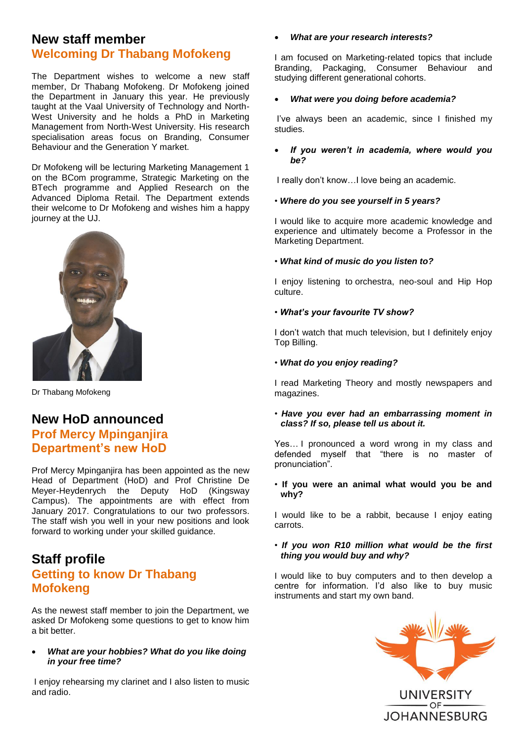## New staff member

### Welcoming Dr Thabang Mofokeng

The Department wishes to welcome a new staff member, Dr Thabang Mofokeng. Dr Mofokeng joined the Department in January this year. He previously taught at the Vaal University of Technology and North-West University and he holds a PhD in Marketing Management from North-West University. His research specialisation areas focus on Branding, Consumer Behaviour and the Generation Y market.

Dr Mofokeng will be lecturing Marketing Management 1 on the BCom programme, Strategic Marketing on the BTech programme and Applied Research on the Advanced Diploma Retail. The Department extends their welcome to Dr Mofokeng and wishes him a happy journey at the UJ.

Dr Thabang Mofokeng

## New HoD announced

### Prof Mercy Mpinganjira Department's new HoD

Prof Mercy Mpinganjira has been appointed as the new Head of Department (HoD) and Prof Christine De Meyer-Heydenrych the Deputy HoD (Kingsway Campus). The appointments are with effect from January 2017. Congratulations to our two professors. The staff wish you well in your new positions and look forward to working under your skilled guidance.

## Staff profile

### Getting to know Dr Thabang Mofokeng

As the newest staff member to join the Department, we asked Dr Mofokeng some questions to get to know him a bit better.

- ***What are your hobbies? What do you like doing in your free time?***

I enjoy rehearsing my clarinet and I also listen to music and radio.

- ***What are your research interests?***

I am focused on Marketing-related topics that include Branding, Packaging, Consumer Behaviour and studying different generational cohorts.

- ***What were you doing before academia?***

I've always been an academic, since I finished my studies.

- ***If you weren't in academia, where would you be?***

I really don't know…I love being an academic.

- ***Where do you see yourself in 5 years?***

I would like to acquire more academic knowledge and experience and ultimately become a Professor in the Marketing Department.

- ***What kind of music do you listen to?***

I enjoy listening to orchestra, neo-soul and Hip Hop culture.

- ***What's your favourite TV show?***

I don't watch that much television, but I definitely enjoy Top Billing.

- ***What do you enjoy reading?***

I read Marketing Theory and mostly newspapers and magazines.

- ***Have you ever had an embarrassing moment in class? If so, please tell us about it.***

Yes… I pronounced a word wrong in my class and defended myself that "there is no master of pronunciation".

- **If you were an animal what would you be and why?**

I would like to be a rabbit, because I enjoy eating carrots.

- ***If you won R10 million what would be the first thing you would buy and why?***

I would like to buy computers and to then develop a centre for information. I'd also like to buy music instruments and start my own band.

UNIVERSITY OF JOHANNESBURG